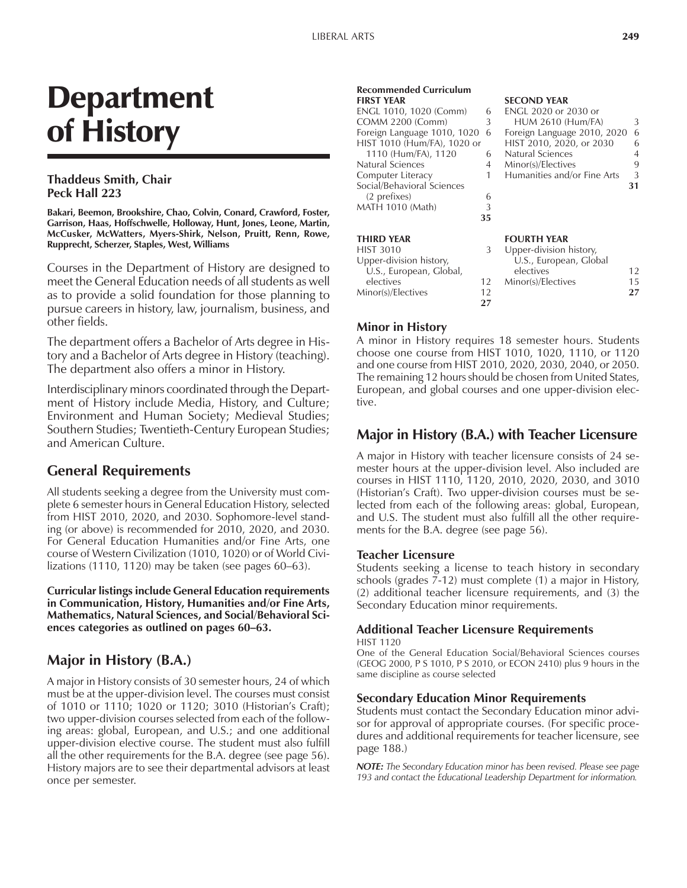# Department of History

**Thaddeus Smith, Chair**
**Peck Hall 223**

**Bakari, Beemon, Brookshire, Chao, Colvin, Conard, Crawford, Foster, Garrison, Haas, Hoffschwelle, Holloway, Hunt, Jones, Leone, Martin, McCusker, McWatters, Myers-Shirk, Nelson, Pruitt, Renn, Rowe, Rupprecht, Scherzer, Staples, West, Williams**

Courses in the Department of History are designed to meet the General Education needs of all students as well as to provide a solid foundation for those planning to pursue careers in history, law, journalism, business, and other fields.

The department offers a Bachelor of Arts degree in History and a Bachelor of Arts degree in History (teaching). The department also offers a minor in History.

Interdisciplinary minors coordinated through the Department of History include Media, History, and Culture; Environment and Human Society; Medieval Studies; Southern Studies; Twentieth-Century European Studies; and American Culture.

## General Requirements

All students seeking a degree from the University must complete 6 semester hours in General Education History, selected from HIST 2010, 2020, and 2030. Sophomore-level standing (or above) is recommended for 2010, 2020, and 2030. For General Education Humanities and/or Fine Arts, one course of Western Civilization (1010, 1020) or of World Civilizations (1110, 1120) may be taken (see pages 60–63).

**Curricular listings include General Education requirements in Communication, History, Humanities and/or Fine Arts, Mathematics, Natural Sciences, and Social/Behavioral Sciences categories as outlined on pages 60–63.**

## Major in History (B.A.)

A major in History consists of 30 semester hours, 24 of which must be at the upper-division level. The courses must consist of 1010 or 1110; 1020 or 1120; 3010 (Historian's Craft); two upper-division courses selected from each of the following areas: global, European, and U.S.; and one additional upper-division elective course. The student must also fulfill all the other requirements for the B.A. degree (see page 56). History majors are to see their departmental advisors at least once per semester.

**Recommended Curriculum**

| **FIRST YEAR** | |
|---|---|
| ENGL 1010, 1020 (Comm) | 6 |
| COMM 2200 (Comm) | 3 |
| Foreign Language 1010, 1020 | 6 |
| HIST 1010 (Hum/FA), 1020 or 1110 (Hum/FA), 1120 | 6 |
| Natural Sciences | 4 |
| Computer Literacy | 1 |
| Social/Behavioral Sciences (2 prefixes) | 6 |
| MATH 1010 (Math) | 3 |
| | **35** |

| **SECOND YEAR** | |
|---|---|
| ENGL 2020 or 2030 or HUM 2610 (Hum/FA) | 3 |
| Foreign Language 2010, 2020 | 6 |
| HIST 2010, 2020, or 2030 | 6 |
| Natural Sciences | 4 |
| Minor(s)/Electives | 9 |
| Humanities and/or Fine Arts | 3 |
| | **31** |

| **THIRD YEAR** | |
|---|---|
| HIST 3010 | 3 |
| Upper-division history, U.S., European, Global, electives | 12 |
| Minor(s)/Electives | 12 |
| | **27** |

| **FOURTH YEAR** | |
|---|---|
| Upper-division history, U.S., European, Global electives | 12 |
| Minor(s)/Electives | 15 |
| | **27** |

### Minor in History

A minor in History requires 18 semester hours. Students choose one course from HIST 1010, 1020, 1110, or 1120 and one course from HIST 2010, 2020, 2030, 2040, or 2050. The remaining 12 hours should be chosen from United States, European, and global courses and one upper-division elective.

## Major in History (B.A.) with Teacher Licensure

A major in History with teacher licensure consists of 24 semester hours at the upper-division level. Also included are courses in HIST 1110, 1120, 2010, 2020, 2030, and 3010 (Historian's Craft). Two upper-division courses must be selected from each of the following areas: global, European, and U.S. The student must also fulfill all the other requirements for the B.A. degree (see page 56).

### Teacher Licensure

Students seeking a license to teach history in secondary schools (grades 7-12) must complete (1) a major in History, (2) additional teacher licensure requirements, and (3) the Secondary Education minor requirements.

### Additional Teacher Licensure Requirements

HIST 1120
One of the General Education Social/Behavioral Sciences courses (GEOG 2000, P S 1010, P S 2010, or ECON 2410) plus 9 hours in the same discipline as course selected

### Secondary Education Minor Requirements

Students must contact the Secondary Education minor advisor for approval of appropriate courses. (For specific procedures and additional requirements for teacher licensure, see page 188.)

***NOTE:*** *The Secondary Education minor has been revised. Please see page 193 and contact the Educational Leadership Department for information.*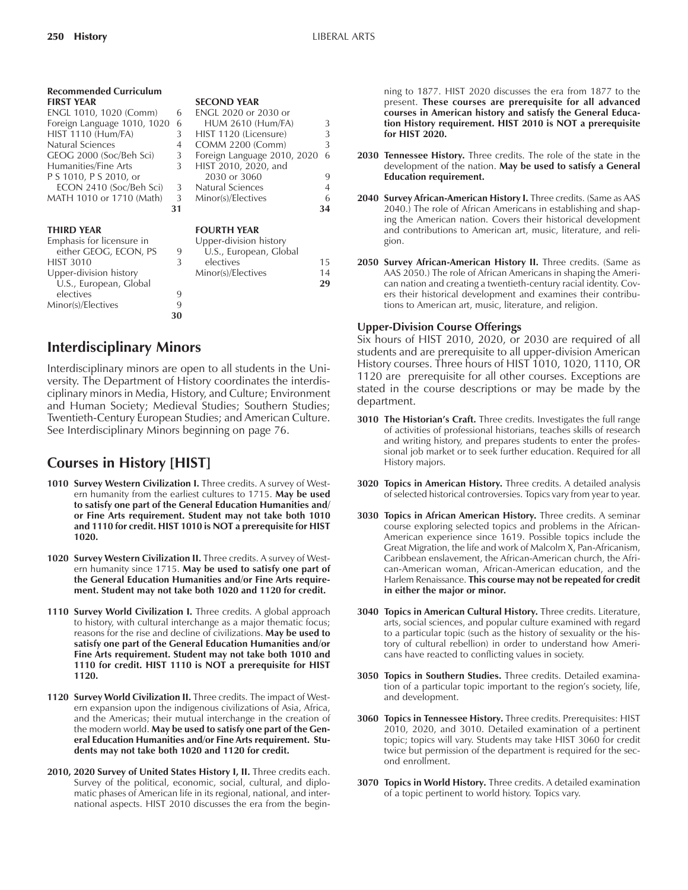**Recommended Curriculum**

| FIRST YEAR | | SECOND YEAR | |
|---|---|---|---|
| ENGL 1010, 1020 (Comm) | 6 | ENGL 2020 or 2030 or HUM 2610 (Hum/FA) | 3 |
| Foreign Language 1010, 1020 | 6 | HIST 1120 (Licensure) | 3 |
| HIST 1110 (Hum/FA) | 3 | COMM 2200 (Comm) | 3 |
| Natural Sciences | 4 | Foreign Language 2010, 2020 | 6 |
| GEOG 2000 (Soc/Beh Sci) | 3 | HIST 2010, 2020, and 2030 or 3060 | 9 |
| Humanities/Fine Arts | 3 | Natural Sciences | 4 |
| P S 1010, P S 2010, or ECON 2410 (Soc/Beh Sci) | 3 | Minor(s)/Electives | 6 |
| MATH 1010 or 1710 (Math) | 3 | | |
| | 31 | | 34 |

| THIRD YEAR | | FOURTH YEAR | |
|---|---|---|---|
| Emphasis for licensure in either GEOG, ECON, PS | 9 | Upper-division history U.S., European, Global electives | 15 |
| HIST 3010 | 3 | Minor(s)/Electives | 14 |
| Upper-division history U.S., European, Global electives | 9 | | |
| Minor(s)/Electives | 9 | | |
| | 30 | | 29 |

## Interdisciplinary Minors

Interdisciplinary minors are open to all students in the University. The Department of History coordinates the interdisciplinary minors in Media, History, and Culture; Environment and Human Society; Medieval Studies; Southern Studies; Twentieth-Century European Studies; and American Culture. See Interdisciplinary Minors beginning on page 76.

## Courses in History [HIST]

**1010 Survey Western Civilization I.** Three credits. A survey of Western humanity from the earliest cultures to 1715. **May be used to satisfy one part of the General Education Humanities and/or Fine Arts requirement. Student may not take both 1010 and 1110 for credit. HIST 1010 is NOT a prerequisite for HIST 1020.**

**1020 Survey Western Civilization II.** Three credits. A survey of Western humanity since 1715. **May be used to satisfy one part of the General Education Humanities and/or Fine Arts requirement. Student may not take both 1020 and 1120 for credit.**

**1110 Survey World Civilization I.** Three credits. A global approach to history, with cultural interchange as a major thematic focus; reasons for the rise and decline of civilizations. **May be used to satisfy one part of the General Education Humanities and/or Fine Arts requirement. Student may not take both 1010 and 1110 for credit. HIST 1110 is NOT a prerequisite for HIST 1120.**

**1120 Survey World Civilization II.** Three credits. The impact of Western expansion upon the indigenous civilizations of Asia, Africa, and the Americas; their mutual interchange in the creation of the modern world. **May be used to satisfy one part of the General Education Humanities and/or Fine Arts requirement. Students may not take both 1020 and 1120 for credit.**

**2010, 2020 Survey of United States History I, II.** Three credits each. Survey of the political, economic, social, cultural, and diplomatic phases of American life in its regional, national, and international aspects. HIST 2010 discusses the era from the beginning to 1877. HIST 2020 discusses the era from 1877 to the present. **These courses are prerequisite for all advanced courses in American history and satisfy the General Education History requirement. HIST 2010 is NOT a prerequisite for HIST 2020.**

**2030 Tennessee History.** Three credits. The role of the state in the development of the nation. **May be used to satisfy a General Education requirement.**

**2040 Survey African-American History I.** Three credits. (Same as AAS 2040.) The role of African Americans in establishing and shaping the American nation. Covers their historical development and contributions to American art, music, literature, and religion.

**2050 Survey African-American History II.** Three credits. (Same as AAS 2050.) The role of African Americans in shaping the American nation and creating a twentieth-century racial identity. Covers their historical development and examines their contributions to American art, music, literature, and religion.

### Upper-Division Course Offerings

Six hours of HIST 2010, 2020, or 2030 are required of all students and are prerequisite to all upper-division American History courses. Three hours of HIST 1010, 1020, 1110, OR 1120 are prerequisite for all other courses. Exceptions are stated in the course descriptions or may be made by the department.

**3010 The Historian's Craft.** Three credits. Investigates the full range of activities of professional historians, teaches skills of research and writing history, and prepares students to enter the professional job market or to seek further education. Required for all History majors.

**3020 Topics in American History.** Three credits. A detailed analysis of selected historical controversies. Topics vary from year to year.

**3030 Topics in African American History.** Three credits. A seminar course exploring selected topics and problems in the African-American experience since 1619. Possible topics include the Great Migration, the life and work of Malcolm X, Pan-Africanism, Caribbean enslavement, the African-American church, the African-American woman, African-American education, and the Harlem Renaissance. **This course may not be repeated for credit in either the major or minor.**

**3040 Topics in American Cultural History.** Three credits. Literature, arts, social sciences, and popular culture examined with regard to a particular topic (such as the history of sexuality or the history of cultural rebellion) in order to understand how Americans have reacted to conflicting values in society.

**3050 Topics in Southern Studies.** Three credits. Detailed examination of a particular topic important to the region's society, life, and development.

**3060 Topics in Tennessee History.** Three credits. Prerequisites: HIST 2010, 2020, and 3010. Detailed examination of a pertinent topic; topics will vary. Students may take HIST 3060 for credit twice but permission of the department is required for the second enrollment.

**3070 Topics in World History.** Three credits. A detailed examination of a topic pertinent to world history. Topics vary.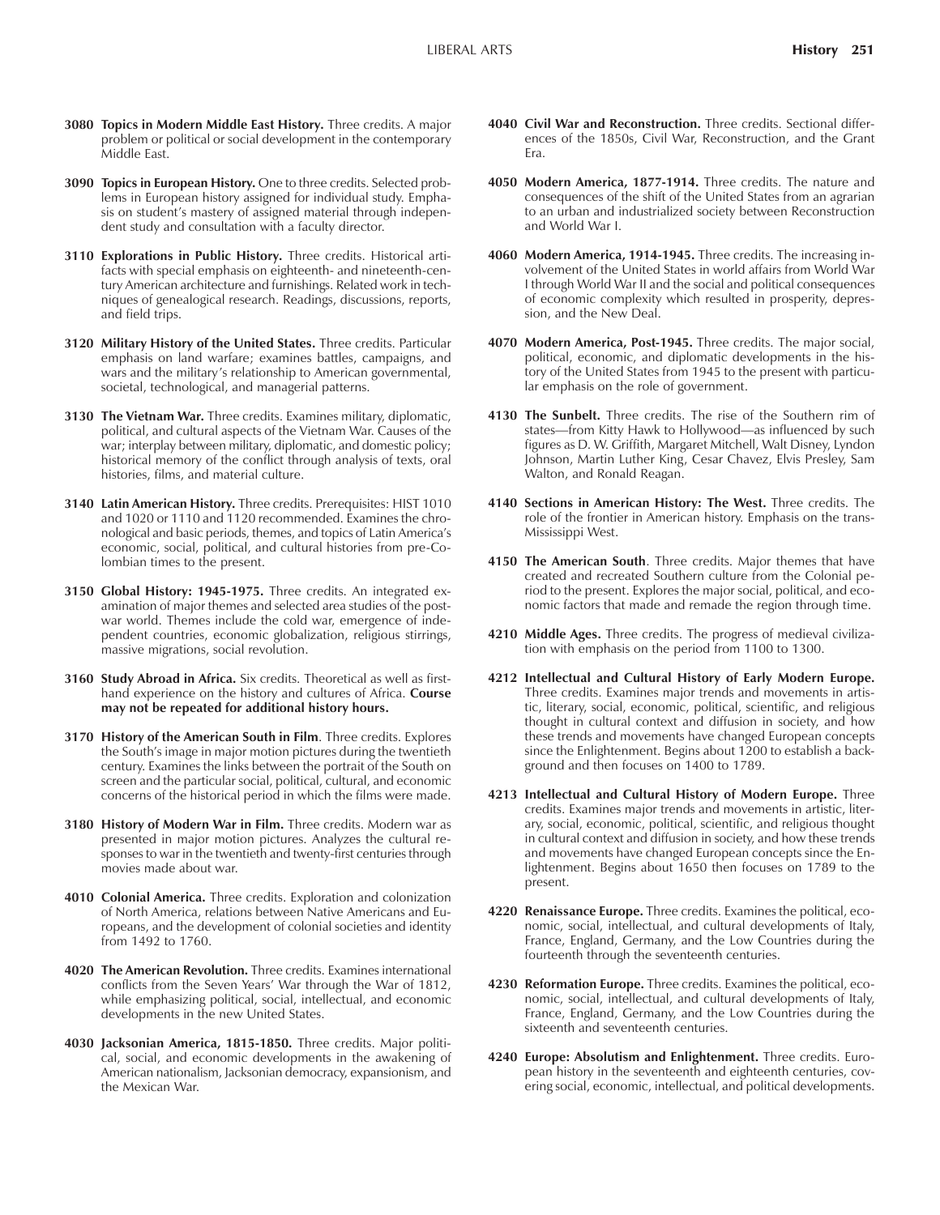**3080 Topics in Modern Middle East History.** Three credits. A major problem or political or social development in the contemporary Middle East.

**3090 Topics in European History.** One to three credits. Selected problems in European history assigned for individual study. Emphasis on student's mastery of assigned material through independent study and consultation with a faculty director.

**3110 Explorations in Public History.** Three credits. Historical artifacts with special emphasis on eighteenth- and nineteenth-century American architecture and furnishings. Related work in techniques of genealogical research. Readings, discussions, reports, and field trips.

**3120 Military History of the United States.** Three credits. Particular emphasis on land warfare; examines battles, campaigns, and wars and the military's relationship to American governmental, societal, technological, and managerial patterns.

**3130 The Vietnam War.** Three credits. Examines military, diplomatic, political, and cultural aspects of the Vietnam War. Causes of the war; interplay between military, diplomatic, and domestic policy; historical memory of the conflict through analysis of texts, oral histories, films, and material culture.

**3140 Latin American History.** Three credits. Prerequisites: HIST 1010 and 1020 or 1110 and 1120 recommended. Examines the chronological and basic periods, themes, and topics of Latin America's economic, social, political, and cultural histories from pre-Colombian times to the present.

**3150 Global History: 1945-1975.** Three credits. An integrated examination of major themes and selected area studies of the post-war world. Themes include the cold war, emergence of independent countries, economic globalization, religious stirrings, massive migrations, social revolution.

**3160 Study Abroad in Africa.** Six credits. Theoretical as well as first-hand experience on the history and cultures of Africa. **Course may not be repeated for additional history hours.**

**3170 History of the American South in Film**. Three credits. Explores the South's image in major motion pictures during the twentieth century. Examines the links between the portrait of the South on screen and the particular social, political, cultural, and economic concerns of the historical period in which the films were made.

**3180 History of Modern War in Film.** Three credits. Modern war as presented in major motion pictures. Analyzes the cultural responses to war in the twentieth and twenty-first centuries through movies made about war.

**4010 Colonial America.** Three credits. Exploration and colonization of North America, relations between Native Americans and Europeans, and the development of colonial societies and identity from 1492 to 1760.

**4020 The American Revolution.** Three credits. Examines international conflicts from the Seven Years' War through the War of 1812, while emphasizing political, social, intellectual, and economic developments in the new United States.

**4030 Jacksonian America, 1815-1850.** Three credits. Major political, social, and economic developments in the awakening of American nationalism, Jacksonian democracy, expansionism, and the Mexican War.

**4040 Civil War and Reconstruction.** Three credits. Sectional differences of the 1850s, Civil War, Reconstruction, and the Grant Era.

**4050 Modern America, 1877-1914.** Three credits. The nature and consequences of the shift of the United States from an agrarian to an urban and industrialized society between Reconstruction and World War I.

**4060 Modern America, 1914-1945.** Three credits. The increasing involvement of the United States in world affairs from World War I through World War II and the social and political consequences of economic complexity which resulted in prosperity, depression, and the New Deal.

**4070 Modern America, Post-1945.** Three credits. The major social, political, economic, and diplomatic developments in the history of the United States from 1945 to the present with particular emphasis on the role of government.

**4130 The Sunbelt.** Three credits. The rise of the Southern rim of states—from Kitty Hawk to Hollywood—as influenced by such figures as D. W. Griffith, Margaret Mitchell, Walt Disney, Lyndon Johnson, Martin Luther King, Cesar Chavez, Elvis Presley, Sam Walton, and Ronald Reagan.

**4140 Sections in American History: The West.** Three credits. The role of the frontier in American history. Emphasis on the trans-Mississippi West.

**4150 The American South**. Three credits. Major themes that have created and recreated Southern culture from the Colonial period to the present. Explores the major social, political, and economic factors that made and remade the region through time.

**4210 Middle Ages.** Three credits. The progress of medieval civilization with emphasis on the period from 1100 to 1300.

**4212 Intellectual and Cultural History of Early Modern Europe.** Three credits. Examines major trends and movements in artistic, literary, social, economic, political, scientific, and religious thought in cultural context and diffusion in society, and how these trends and movements have changed European concepts since the Enlightenment. Begins about 1200 to establish a background and then focuses on 1400 to 1789.

**4213 Intellectual and Cultural History of Modern Europe.** Three credits. Examines major trends and movements in artistic, literary, social, economic, political, scientific, and religious thought in cultural context and diffusion in society, and how these trends and movements have changed European concepts since the Enlightenment. Begins about 1650 then focuses on 1789 to the present.

**4220 Renaissance Europe.** Three credits. Examines the political, economic, social, intellectual, and cultural developments of Italy, France, England, Germany, and the Low Countries during the fourteenth through the seventeenth centuries.

**4230 Reformation Europe.** Three credits. Examines the political, economic, social, intellectual, and cultural developments of Italy, France, England, Germany, and the Low Countries during the sixteenth and seventeenth centuries.

**4240 Europe: Absolutism and Enlightenment.** Three credits. European history in the seventeenth and eighteenth centuries, covering social, economic, intellectual, and political developments.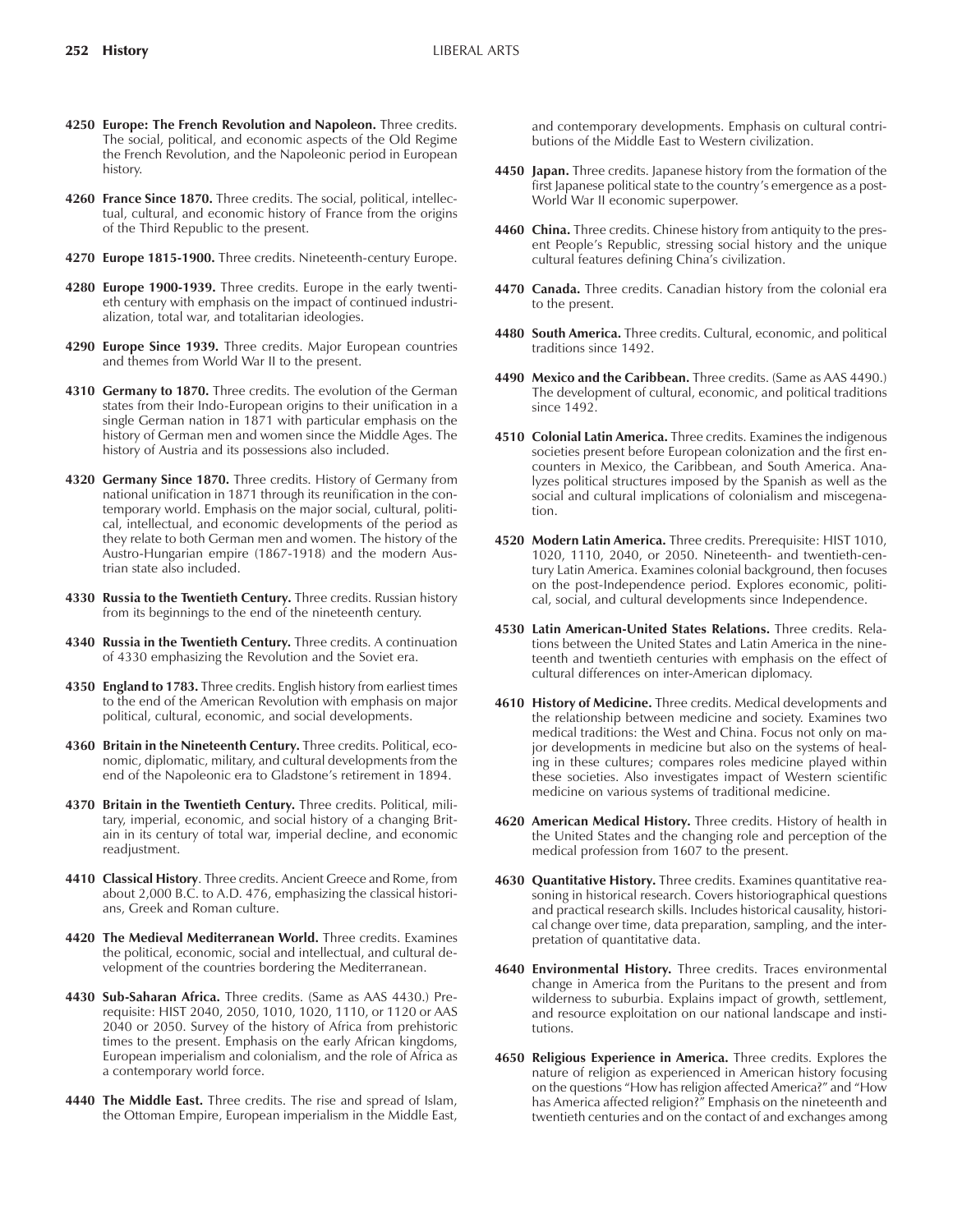**4250 Europe: The French Revolution and Napoleon.** Three credits. The social, political, and economic aspects of the Old Regime the French Revolution, and the Napoleonic period in European history.

**4260 France Since 1870.** Three credits. The social, political, intellectual, cultural, and economic history of France from the origins of the Third Republic to the present.

**4270 Europe 1815-1900.** Three credits. Nineteenth-century Europe.

**4280 Europe 1900-1939.** Three credits. Europe in the early twentieth century with emphasis on the impact of continued industrialization, total war, and totalitarian ideologies.

**4290 Europe Since 1939.** Three credits. Major European countries and themes from World War II to the present.

**4310 Germany to 1870.** Three credits. The evolution of the German states from their Indo-European origins to their unification in a single German nation in 1871 with particular emphasis on the history of German men and women since the Middle Ages. The history of Austria and its possessions also included.

**4320 Germany Since 1870.** Three credits. History of Germany from national unification in 1871 through its reunification in the contemporary world. Emphasis on the major social, cultural, political, intellectual, and economic developments of the period as they relate to both German men and women. The history of the Austro-Hungarian empire (1867-1918) and the modern Austrian state also included.

**4330 Russia to the Twentieth Century.** Three credits. Russian history from its beginnings to the end of the nineteenth century.

**4340 Russia in the Twentieth Century.** Three credits. A continuation of 4330 emphasizing the Revolution and the Soviet era.

**4350 England to 1783.** Three credits. English history from earliest times to the end of the American Revolution with emphasis on major political, cultural, economic, and social developments.

**4360 Britain in the Nineteenth Century.** Three credits. Political, economic, diplomatic, military, and cultural developments from the end of the Napoleonic era to Gladstone's retirement in 1894.

**4370 Britain in the Twentieth Century.** Three credits. Political, military, imperial, economic, and social history of a changing Britain in its century of total war, imperial decline, and economic readjustment.

**4410 Classical History**. Three credits. Ancient Greece and Rome, from about 2,000 B.C. to A.D. 476, emphasizing the classical historians, Greek and Roman culture.

**4420 The Medieval Mediterranean World.** Three credits. Examines the political, economic, social and intellectual, and cultural development of the countries bordering the Mediterranean.

**4430 Sub-Saharan Africa.** Three credits. (Same as AAS 4430.) Prerequisite: HIST 2040, 2050, 1010, 1020, 1110, or 1120 or AAS 2040 or 2050. Survey of the history of Africa from prehistoric times to the present. Emphasis on the early African kingdoms, European imperialism and colonialism, and the role of Africa as a contemporary world force.

**4440 The Middle East.** Three credits. The rise and spread of Islam, the Ottoman Empire, European imperialism in the Middle East, and contemporary developments. Emphasis on cultural contributions of the Middle East to Western civilization.

**4450 Japan.** Three credits. Japanese history from the formation of the first Japanese political state to the country's emergence as a post-World War II economic superpower.

**4460 China.** Three credits. Chinese history from antiquity to the present People's Republic, stressing social history and the unique cultural features defining China's civilization.

**4470 Canada.** Three credits. Canadian history from the colonial era to the present.

**4480 South America.** Three credits. Cultural, economic, and political traditions since 1492.

**4490 Mexico and the Caribbean.** Three credits. (Same as AAS 4490.) The development of cultural, economic, and political traditions since 1492.

**4510 Colonial Latin America.** Three credits. Examines the indigenous societies present before European colonization and the first encounters in Mexico, the Caribbean, and South America. Analyzes political structures imposed by the Spanish as well as the social and cultural implications of colonialism and miscegenation.

**4520 Modern Latin America.** Three credits. Prerequisite: HIST 1010, 1020, 1110, 2040, or 2050. Nineteenth- and twentieth-century Latin America. Examines colonial background, then focuses on the post-Independence period. Explores economic, political, social, and cultural developments since Independence.

**4530 Latin American-United States Relations.** Three credits. Relations between the United States and Latin America in the nineteenth and twentieth centuries with emphasis on the effect of cultural differences on inter-American diplomacy.

**4610 History of Medicine.** Three credits. Medical developments and the relationship between medicine and society. Examines two medical traditions: the West and China. Focus not only on major developments in medicine but also on the systems of healing in these cultures; compares roles medicine played within these societies. Also investigates impact of Western scientific medicine on various systems of traditional medicine.

**4620 American Medical History.** Three credits. History of health in the United States and the changing role and perception of the medical profession from 1607 to the present.

**4630 Quantitative History.** Three credits. Examines quantitative reasoning in historical research. Covers historiographical questions and practical research skills. Includes historical causality, historical change over time, data preparation, sampling, and the interpretation of quantitative data.

**4640 Environmental History.** Three credits. Traces environmental change in America from the Puritans to the present and from wilderness to suburbia. Explains impact of growth, settlement, and resource exploitation on our national landscape and institutions.

**4650 Religious Experience in America.** Three credits. Explores the nature of religion as experienced in American history focusing on the questions "How has religion affected America?" and "How has America affected religion?" Emphasis on the nineteenth and twentieth centuries and on the contact of and exchanges among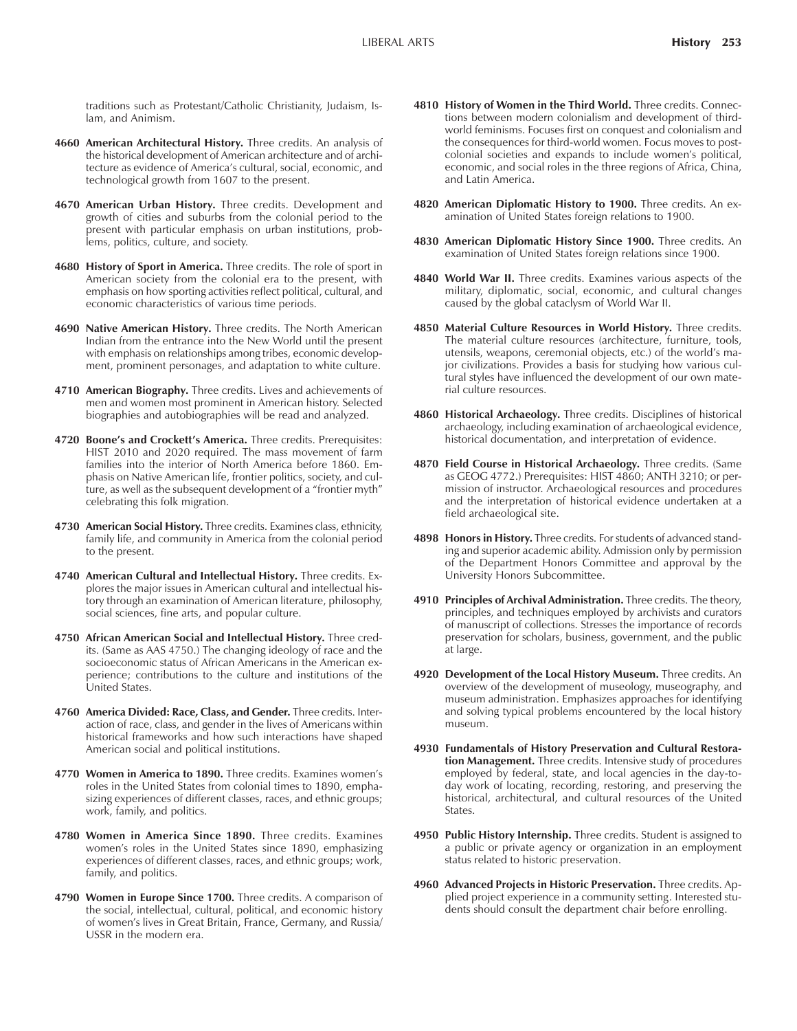traditions such as Protestant/Catholic Christianity, Judaism, Islam, and Animism.

**4660 American Architectural History.** Three credits. An analysis of the historical development of American architecture and of architecture as evidence of America's cultural, social, economic, and technological growth from 1607 to the present.

**4670 American Urban History.** Three credits. Development and growth of cities and suburbs from the colonial period to the present with particular emphasis on urban institutions, problems, politics, culture, and society.

**4680 History of Sport in America.** Three credits. The role of sport in American society from the colonial era to the present, with emphasis on how sporting activities reflect political, cultural, and economic characteristics of various time periods.

**4690 Native American History.** Three credits. The North American Indian from the entrance into the New World until the present with emphasis on relationships among tribes, economic development, prominent personages, and adaptation to white culture.

**4710 American Biography.** Three credits. Lives and achievements of men and women most prominent in American history. Selected biographies and autobiographies will be read and analyzed.

**4720 Boone's and Crockett's America.** Three credits. Prerequisites: HIST 2010 and 2020 required. The mass movement of farm families into the interior of North America before 1860. Emphasis on Native American life, frontier politics, society, and culture, as well as the subsequent development of a "frontier myth" celebrating this folk migration.

**4730 American Social History.** Three credits. Examines class, ethnicity, family life, and community in America from the colonial period to the present.

**4740 American Cultural and Intellectual History.** Three credits. Explores the major issues in American cultural and intellectual history through an examination of American literature, philosophy, social sciences, fine arts, and popular culture.

**4750 African American Social and Intellectual History.** Three credits. (Same as AAS 4750.) The changing ideology of race and the socioeconomic status of African Americans in the American experience; contributions to the culture and institutions of the United States.

**4760 America Divided: Race, Class, and Gender.** Three credits. Interaction of race, class, and gender in the lives of Americans within historical frameworks and how such interactions have shaped American social and political institutions.

**4770 Women in America to 1890.** Three credits. Examines women's roles in the United States from colonial times to 1890, emphasizing experiences of different classes, races, and ethnic groups; work, family, and politics.

**4780 Women in America Since 1890.** Three credits. Examines women's roles in the United States since 1890, emphasizing experiences of different classes, races, and ethnic groups; work, family, and politics.

**4790 Women in Europe Since 1700.** Three credits. A comparison of the social, intellectual, cultural, political, and economic history of women's lives in Great Britain, France, Germany, and Russia/USSR in the modern era.

**4810 History of Women in the Third World.** Three credits. Connections between modern colonialism and development of third-world feminisms. Focuses first on conquest and colonialism and the consequences for third-world women. Focus moves to post-colonial societies and expands to include women's political, economic, and social roles in the three regions of Africa, China, and Latin America.

**4820 American Diplomatic History to 1900.** Three credits. An examination of United States foreign relations to 1900.

**4830 American Diplomatic History Since 1900.** Three credits. An examination of United States foreign relations since 1900.

**4840 World War II.** Three credits. Examines various aspects of the military, diplomatic, social, economic, and cultural changes caused by the global cataclysm of World War II.

**4850 Material Culture Resources in World History.** Three credits. The material culture resources (architecture, furniture, tools, utensils, weapons, ceremonial objects, etc.) of the world's major civilizations. Provides a basis for studying how various cultural styles have influenced the development of our own material culture resources.

**4860 Historical Archaeology.** Three credits. Disciplines of historical archaeology, including examination of archaeological evidence, historical documentation, and interpretation of evidence.

**4870 Field Course in Historical Archaeology.** Three credits. (Same as GEOG 4772.) Prerequisites: HIST 4860; ANTH 3210; or permission of instructor. Archaeological resources and procedures and the interpretation of historical evidence undertaken at a field archaeological site.

**4898 Honors in History.** Three credits. For students of advanced standing and superior academic ability. Admission only by permission of the Department Honors Committee and approval by the University Honors Subcommittee.

**4910 Principles of Archival Administration.** Three credits. The theory, principles, and techniques employed by archivists and curators of manuscript of collections. Stresses the importance of records preservation for scholars, business, government, and the public at large.

**4920 Development of the Local History Museum.** Three credits. An overview of the development of museology, museography, and museum administration. Emphasizes approaches for identifying and solving typical problems encountered by the local history museum.

**4930 Fundamentals of History Preservation and Cultural Restoration Management.** Three credits. Intensive study of procedures employed by federal, state, and local agencies in the day-to-day work of locating, recording, restoring, and preserving the historical, architectural, and cultural resources of the United States.

**4950 Public History Internship.** Three credits. Student is assigned to a public or private agency or organization in an employment status related to historic preservation.

**4960 Advanced Projects in Historic Preservation.** Three credits. Applied project experience in a community setting. Interested students should consult the department chair before enrolling.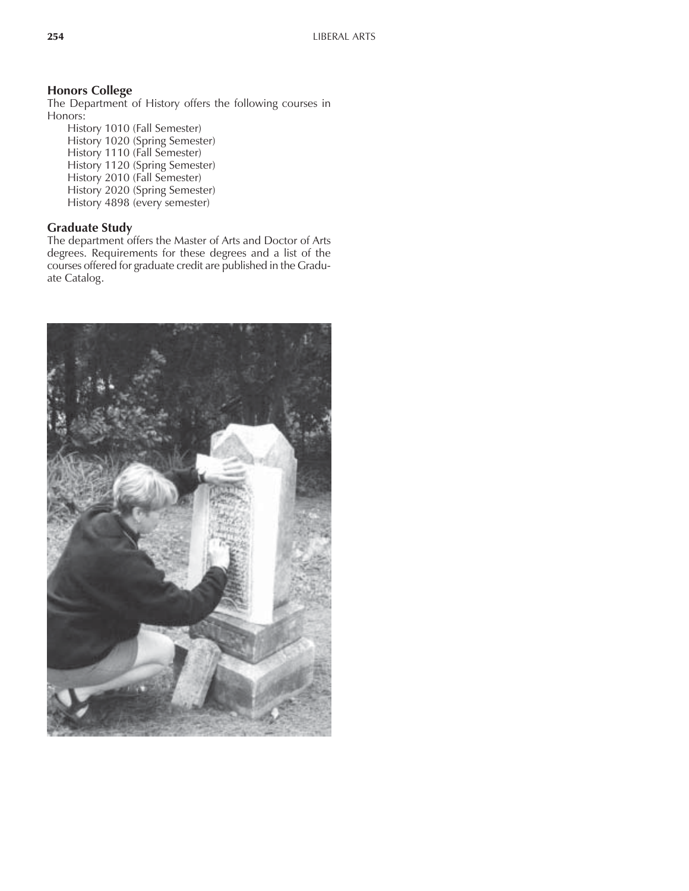## Honors College

The Department of History offers the following courses in Honors:

- History 1010 (Fall Semester)
- History 1020 (Spring Semester)
- History 1110 (Fall Semester)
- History 1120 (Spring Semester)
- History 2010 (Fall Semester)
- History 2020 (Spring Semester)
- History 4898 (every semester)

## Graduate Study

The department offers the Master of Arts and Doctor of Arts degrees. Requirements for these degrees and a list of the courses offered for graduate credit are published in the Graduate Catalog.